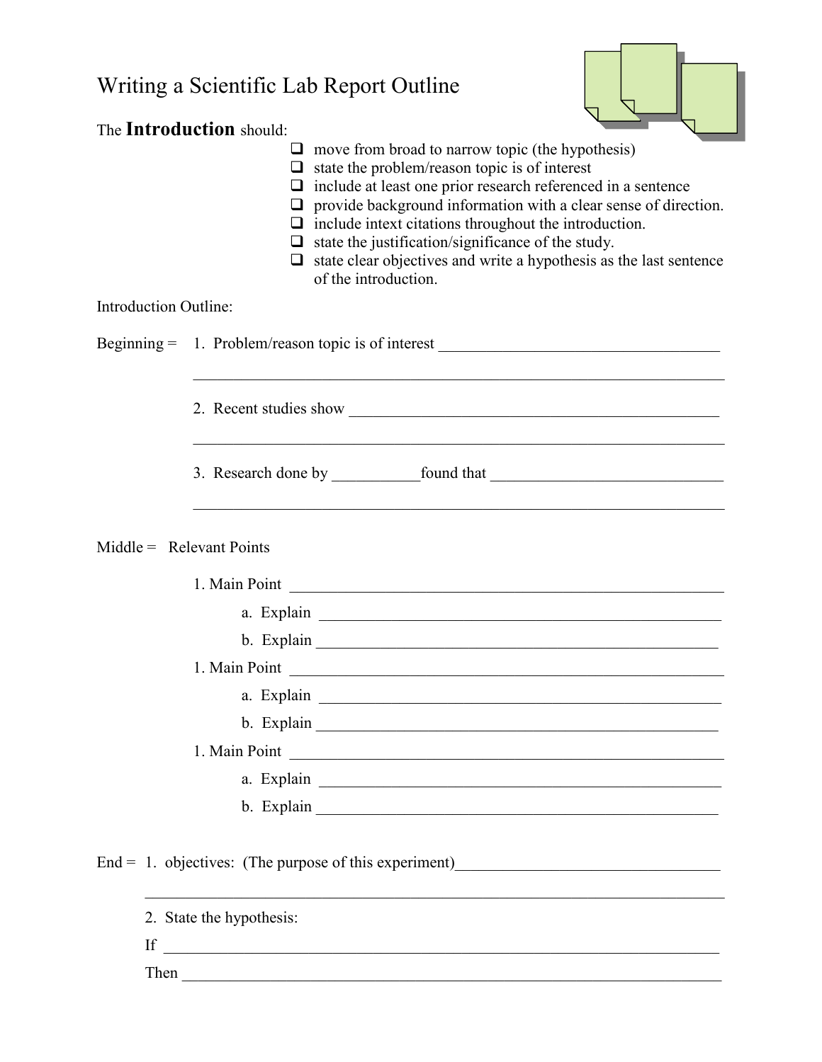# Writing a Scientific Lab Report Outline

The **Introduction** should:

- ☐ move from broad to narrow topic (the hypothesis)
- ☐ state the problem/reason topic is of interest
- ☐ include at least one prior research referenced in a sentence
- ☐ provide background information with a clear sense of direction.
- ☐ include intext citations throughout the introduction.
- ☐ state the justification/significance of the study.
- ☐ state clear objectives and write a hypothesis as the last sentence of the introduction.

Introduction Outline:

Beginning = 1. Problem/reason topic is of interest ____________________________________

______________________________________________________________________

2. Recent studies show ________________________________________________

______________________________________________________________________

3. Research done by ___________found that ______________________________

______________________________________________________________________

Middle = Relevant Points

1. Main Point ______________________________________________________

 a. Explain ____________________________________________________

 b. Explain ____________________________________________________

1. Main Point ______________________________________________________

 a. Explain ____________________________________________________

 b. Explain ____________________________________________________

1. Main Point ______________________________________________________

 a. Explain ____________________________________________________

 b. Explain ____________________________________________________

End = 1. objectives: (The purpose of this experiment)__________________________________

______________________________________________________________________

2. State the hypothesis:

If ____________________________________________________________________

Then __________________________________________________________________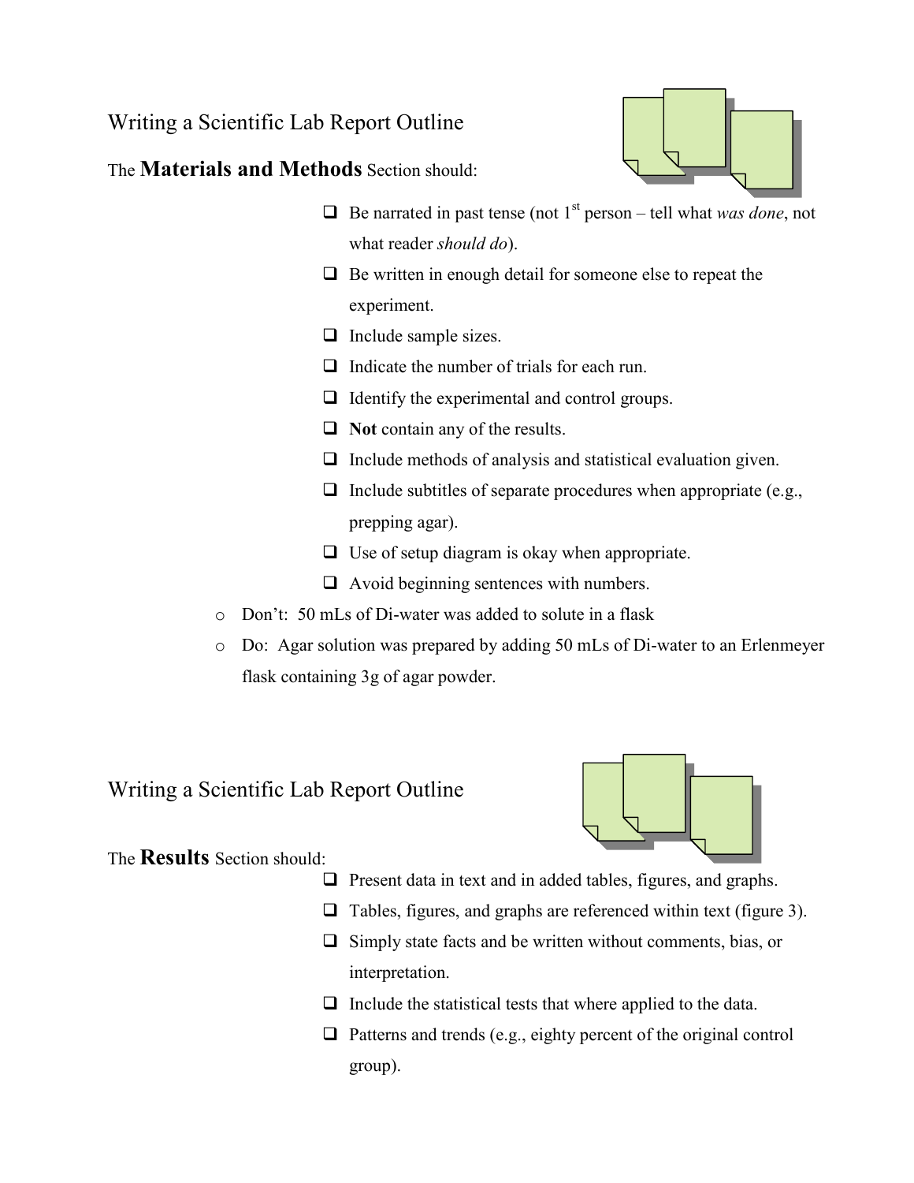## Writing a Scientific Lab Report Outline

The **Materials and Methods** Section should:

- Be narrated in past tense (not 1st person – tell what *was done*, not what reader *should do*).
- Be written in enough detail for someone else to repeat the experiment.
- Include sample sizes.
- Indicate the number of trials for each run.
- Identify the experimental and control groups.
- **Not** contain any of the results.
- Include methods of analysis and statistical evaluation given.
- Include subtitles of separate procedures when appropriate (e.g., prepping agar).
- Use of setup diagram is okay when appropriate.
- Avoid beginning sentences with numbers.
  - Don't: 50 mLs of Di-water was added to solute in a flask
  - Do: Agar solution was prepared by adding 50 mLs of Di-water to an Erlenmeyer flask containing 3g of agar powder.

## Writing a Scientific Lab Report Outline

The **Results** Section should:

- Present data in text and in added tables, figures, and graphs.
- Tables, figures, and graphs are referenced within text (figure 3).
- Simply state facts and be written without comments, bias, or interpretation.
- Include the statistical tests that where applied to the data.
- Patterns and trends (e.g., eighty percent of the original control group).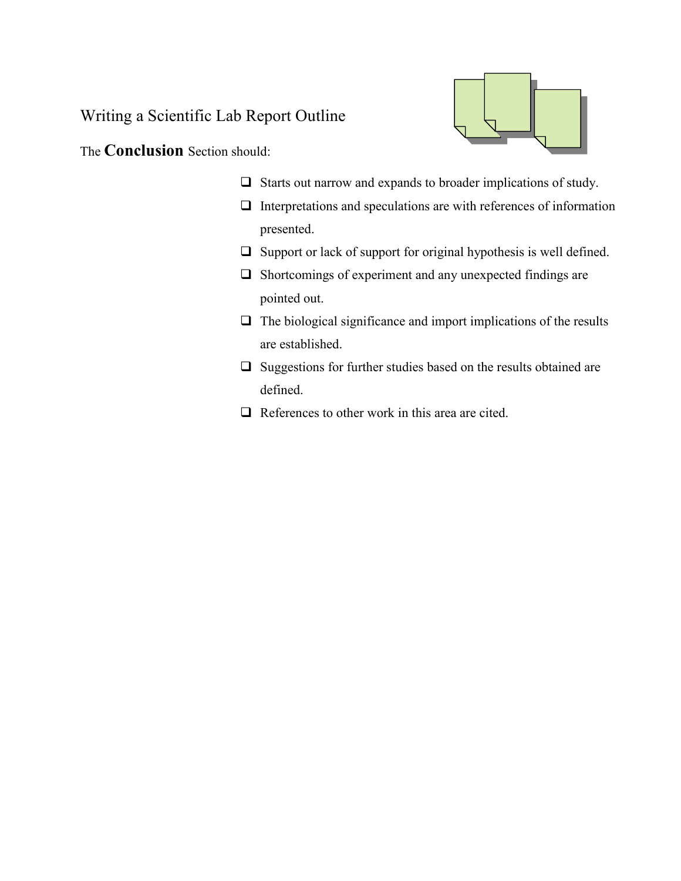# Writing a Scientific Lab Report Outline

The **Conclusion** Section should:

- [ ] Starts out narrow and expands to broader implications of study.
- [ ] Interpretations and speculations are with references of information presented.
- [ ] Support or lack of support for original hypothesis is well defined.
- [ ] Shortcomings of experiment and any unexpected findings are pointed out.
- [ ] The biological significance and import implications of the results are established.
- [ ] Suggestions for further studies based on the results obtained are defined.
- [ ] References to other work in this area are cited.